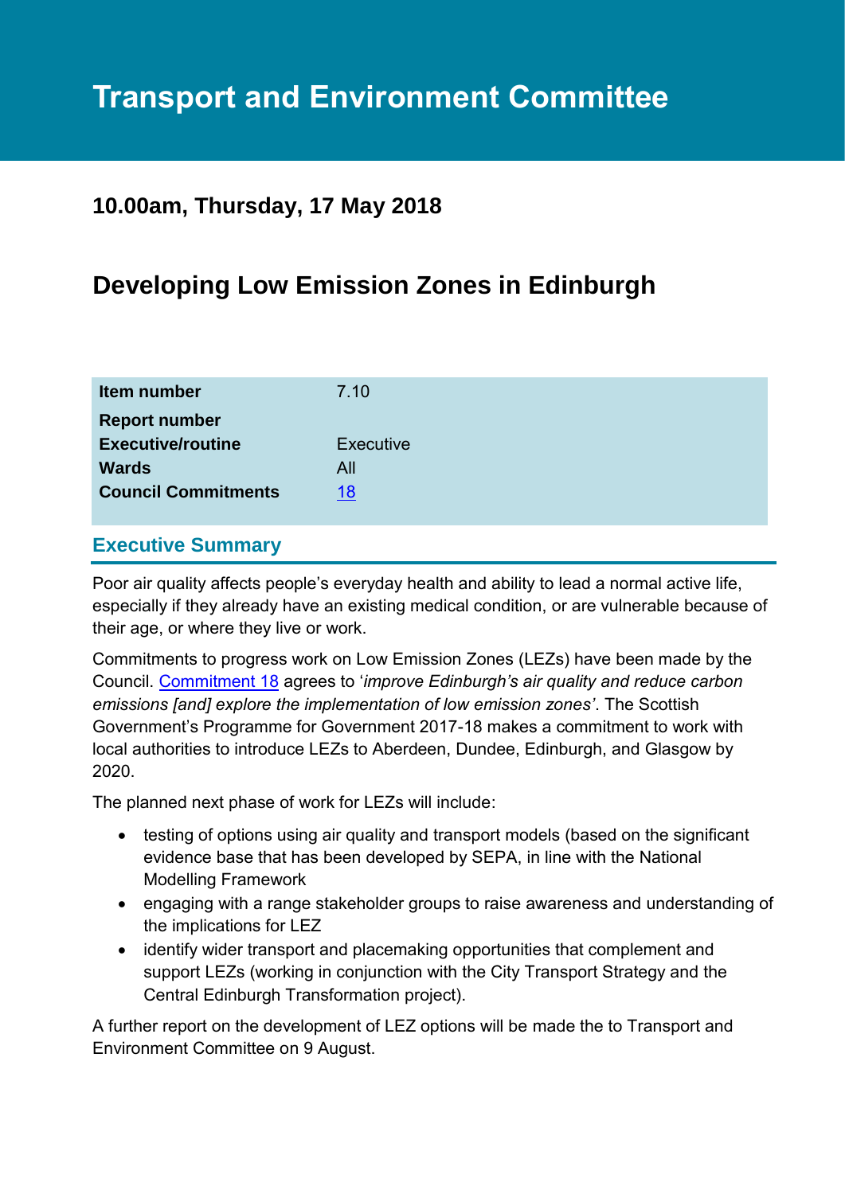# Transport and Environment Committee

## 10.00am, Thursday, 17 May 2018

## Developing Low Emission Zones in Edinburgh

| | |
|---|---|
| **Item number** | 7.10 |
| **Report number** | |
| **Executive/routine** | Executive |
| **Wards** | All |
| **Council Commitments** | 18 |

### Executive Summary

Poor air quality affects people's everyday health and ability to lead a normal active life, especially if they already have an existing medical condition, or are vulnerable because of their age, or where they live or work.

Commitments to progress work on Low Emission Zones (LEZs) have been made by the Council. Commitment 18 agrees to '*improve Edinburgh's air quality and reduce carbon emissions [and] explore the implementation of low emission zones'*. The Scottish Government's Programme for Government 2017-18 makes a commitment to work with local authorities to introduce LEZs to Aberdeen, Dundee, Edinburgh, and Glasgow by 2020.

The planned next phase of work for LEZs will include:

- testing of options using air quality and transport models (based on the significant evidence base that has been developed by SEPA, in line with the National Modelling Framework
- engaging with a range stakeholder groups to raise awareness and understanding of the implications for LEZ
- identify wider transport and placemaking opportunities that complement and support LEZs (working in conjunction with the City Transport Strategy and the Central Edinburgh Transformation project).

A further report on the development of LEZ options will be made the to Transport and Environment Committee on 9 August.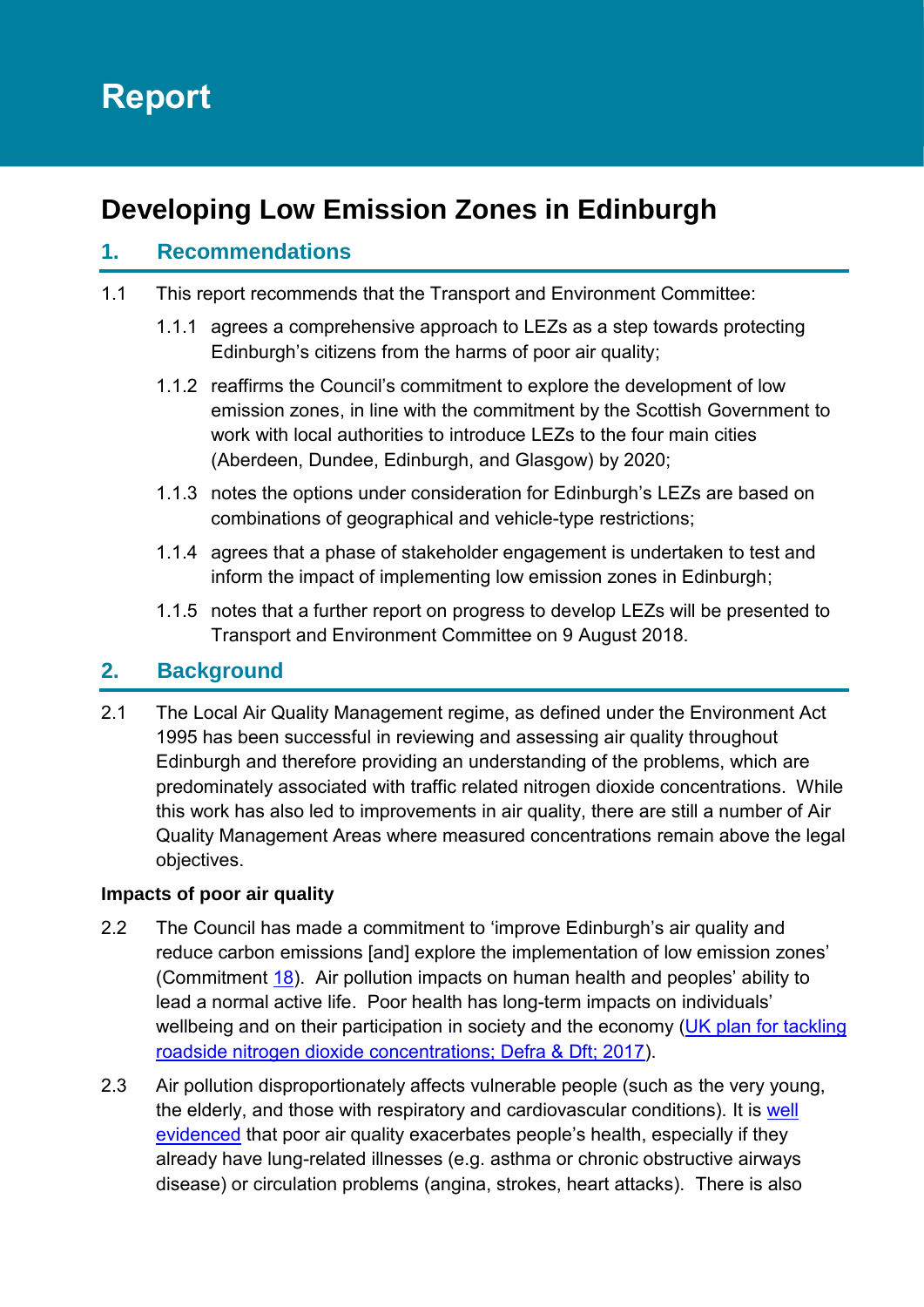# Report

## Developing Low Emission Zones in Edinburgh

### 1. Recommendations

1.1 This report recommends that the Transport and Environment Committee:

1.1.1 agrees a comprehensive approach to LEZs as a step towards protecting Edinburgh's citizens from the harms of poor air quality;

1.1.2 reaffirms the Council's commitment to explore the development of low emission zones, in line with the commitment by the Scottish Government to work with local authorities to introduce LEZs to the four main cities (Aberdeen, Dundee, Edinburgh, and Glasgow) by 2020;

1.1.3 notes the options under consideration for Edinburgh's LEZs are based on combinations of geographical and vehicle-type restrictions;

1.1.4 agrees that a phase of stakeholder engagement is undertaken to test and inform the impact of implementing low emission zones in Edinburgh;

1.1.5 notes that a further report on progress to develop LEZs will be presented to Transport and Environment Committee on 9 August 2018.

### 2. Background

2.1 The Local Air Quality Management regime, as defined under the Environment Act 1995 has been successful in reviewing and assessing air quality throughout Edinburgh and therefore providing an understanding of the problems, which are predominately associated with traffic related nitrogen dioxide concentrations. While this work has also led to improvements in air quality, there are still a number of Air Quality Management Areas where measured concentrations remain above the legal objectives.

**Impacts of poor air quality**

2.2 The Council has made a commitment to 'improve Edinburgh's air quality and reduce carbon emissions [and] explore the implementation of low emission zones' (Commitment 18). Air pollution impacts on human health and peoples' ability to lead a normal active life. Poor health has long-term impacts on individuals' wellbeing and on their participation in society and the economy (UK plan for tackling roadside nitrogen dioxide concentrations; Defra & Dft; 2017).

2.3 Air pollution disproportionately affects vulnerable people (such as the very young, the elderly, and those with respiratory and cardiovascular conditions). It is well evidenced that poor air quality exacerbates people's health, especially if they already have lung-related illnesses (e.g. asthma or chronic obstructive airways disease) or circulation problems (angina, strokes, heart attacks). There is also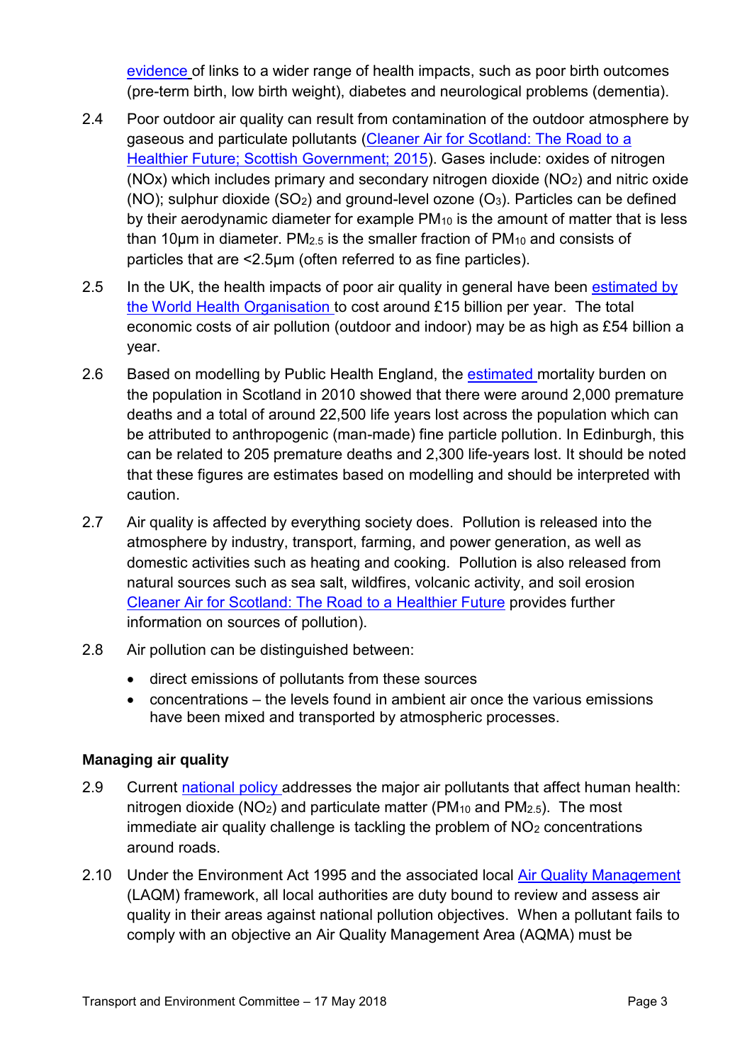evidence of links to a wider range of health impacts, such as poor birth outcomes (pre-term birth, low birth weight), diabetes and neurological problems (dementia).

2.4 Poor outdoor air quality can result from contamination of the outdoor atmosphere by gaseous and particulate pollutants (Cleaner Air for Scotland: The Road to a Healthier Future; Scottish Government; 2015). Gases include: oxides of nitrogen (NOx) which includes primary and secondary nitrogen dioxide ($NO_2$) and nitric oxide (NO); sulphur dioxide ($SO_2$) and ground-level ozone ($O_3$). Particles can be defined by their aerodynamic diameter for example $PM_{10}$ is the amount of matter that is less than 10μm in diameter. $PM_{2.5}$ is the smaller fraction of $PM_{10}$ and consists of particles that are <2.5μm (often referred to as fine particles).

2.5 In the UK, the health impacts of poor air quality in general have been estimated by the World Health Organisation to cost around £15 billion per year. The total economic costs of air pollution (outdoor and indoor) may be as high as £54 billion a year.

2.6 Based on modelling by Public Health England, the estimated mortality burden on the population in Scotland in 2010 showed that there were around 2,000 premature deaths and a total of around 22,500 life years lost across the population which can be attributed to anthropogenic (man-made) fine particle pollution. In Edinburgh, this can be related to 205 premature deaths and 2,300 life-years lost. It should be noted that these figures are estimates based on modelling and should be interpreted with caution.

2.7 Air quality is affected by everything society does. Pollution is released into the atmosphere by industry, transport, farming, and power generation, as well as domestic activities such as heating and cooking. Pollution is also released from natural sources such as sea salt, wildfires, volcanic activity, and soil erosion Cleaner Air for Scotland: The Road to a Healthier Future provides further information on sources of pollution).

2.8 Air pollution can be distinguished between:

- direct emissions of pollutants from these sources
- concentrations – the levels found in ambient air once the various emissions have been mixed and transported by atmospheric processes.

**Managing air quality**

2.9 Current national policy addresses the major air pollutants that affect human health: nitrogen dioxide ($NO_2$) and particulate matter ($PM_{10}$ and $PM_{2.5}$). The most immediate air quality challenge is tackling the problem of $NO_2$ concentrations around roads.

2.10 Under the Environment Act 1995 and the associated local Air Quality Management (LAQM) framework, all local authorities are duty bound to review and assess air quality in their areas against national pollution objectives. When a pollutant fails to comply with an objective an Air Quality Management Area (AQMA) must be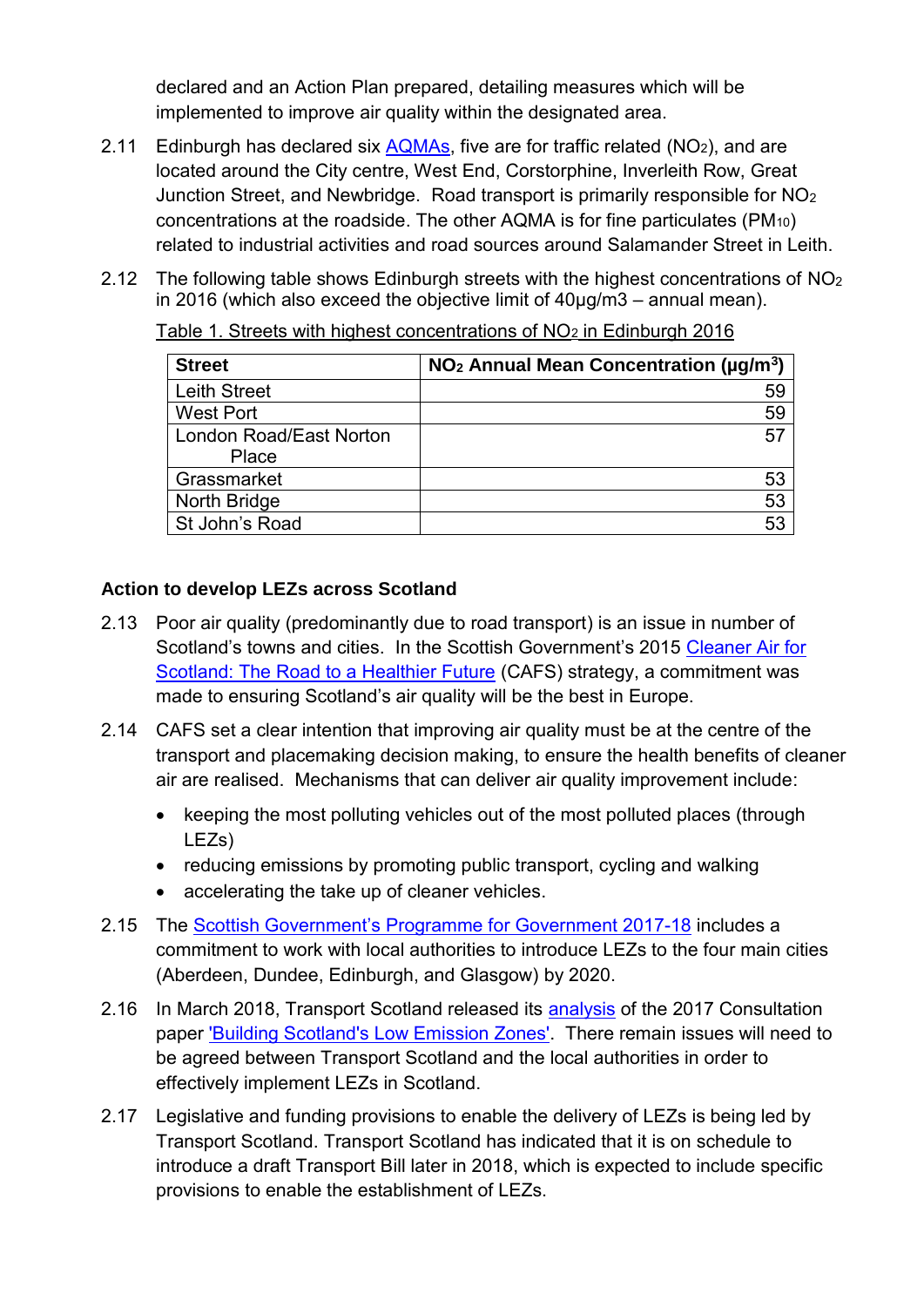declared and an Action Plan prepared, detailing measures which will be implemented to improve air quality within the designated area.

2.11 Edinburgh has declared six AQMAs, five are for traffic related ($NO_2$), and are located around the City centre, West End, Corstorphine, Inverleith Row, Great Junction Street, and Newbridge. Road transport is primarily responsible for $NO_2$ concentrations at the roadside. The other AQMA is for fine particulates ($PM_{10}$) related to industrial activities and road sources around Salamander Street in Leith.

2.12 The following table shows Edinburgh streets with the highest concentrations of $NO_2$ in 2016 (which also exceed the objective limit of 40µg/m3 – annual mean).

Table 1. Streets with highest concentrations of $NO_2$ in Edinburgh 2016

| Street | $NO_2$ Annual Mean Concentration (µg/m$^3$) |
|---|---:|
| Leith Street | 59 |
| West Port | 59 |
| London Road/East Norton Place | 57 |
| Grassmarket | 53 |
| North Bridge | 53 |
| St John's Road | 53 |

**Action to develop LEZs across Scotland**

2.13 Poor air quality (predominantly due to road transport) is an issue in number of Scotland's towns and cities. In the Scottish Government's 2015 Cleaner Air for Scotland: The Road to a Healthier Future (CAFS) strategy, a commitment was made to ensuring Scotland's air quality will be the best in Europe.

2.14 CAFS set a clear intention that improving air quality must be at the centre of the transport and placemaking decision making, to ensure the health benefits of cleaner air are realised. Mechanisms that can deliver air quality improvement include:

- keeping the most polluting vehicles out of the most polluted places (through LEZs)
- reducing emissions by promoting public transport, cycling and walking
- accelerating the take up of cleaner vehicles.

2.15 The Scottish Government's Programme for Government 2017-18 includes a commitment to work with local authorities to introduce LEZs to the four main cities (Aberdeen, Dundee, Edinburgh, and Glasgow) by 2020.

2.16 In March 2018, Transport Scotland released its analysis of the 2017 Consultation paper 'Building Scotland's Low Emission Zones'. There remain issues will need to be agreed between Transport Scotland and the local authorities in order to effectively implement LEZs in Scotland.

2.17 Legislative and funding provisions to enable the delivery of LEZs is being led by Transport Scotland. Transport Scotland has indicated that it is on schedule to introduce a draft Transport Bill later in 2018, which is expected to include specific provisions to enable the establishment of LEZs.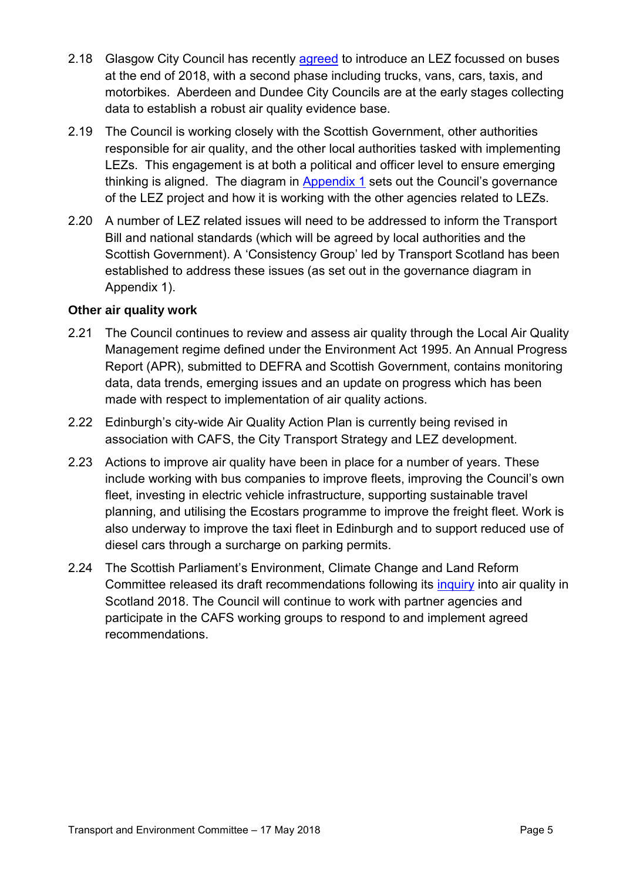2.18 Glasgow City Council has recently agreed to introduce an LEZ focussed on buses at the end of 2018, with a second phase including trucks, vans, cars, taxis, and motorbikes. Aberdeen and Dundee City Councils are at the early stages collecting data to establish a robust air quality evidence base.

2.19 The Council is working closely with the Scottish Government, other authorities responsible for air quality, and the other local authorities tasked with implementing LEZs. This engagement is at both a political and officer level to ensure emerging thinking is aligned. The diagram in Appendix 1 sets out the Council's governance of the LEZ project and how it is working with the other agencies related to LEZs.

2.20 A number of LEZ related issues will need to be addressed to inform the Transport Bill and national standards (which will be agreed by local authorities and the Scottish Government). A 'Consistency Group' led by Transport Scotland has been established to address these issues (as set out in the governance diagram in Appendix 1).

**Other air quality work**

2.21 The Council continues to review and assess air quality through the Local Air Quality Management regime defined under the Environment Act 1995. An Annual Progress Report (APR), submitted to DEFRA and Scottish Government, contains monitoring data, data trends, emerging issues and an update on progress which has been made with respect to implementation of air quality actions.

2.22 Edinburgh's city-wide Air Quality Action Plan is currently being revised in association with CAFS, the City Transport Strategy and LEZ development.

2.23 Actions to improve air quality have been in place for a number of years. These include working with bus companies to improve fleets, improving the Council's own fleet, investing in electric vehicle infrastructure, supporting sustainable travel planning, and utilising the Ecostars programme to improve the freight fleet. Work is also underway to improve the taxi fleet in Edinburgh and to support reduced use of diesel cars through a surcharge on parking permits.

2.24 The Scottish Parliament's Environment, Climate Change and Land Reform Committee released its draft recommendations following its inquiry into air quality in Scotland 2018. The Council will continue to work with partner agencies and participate in the CAFS working groups to respond to and implement agreed recommendations.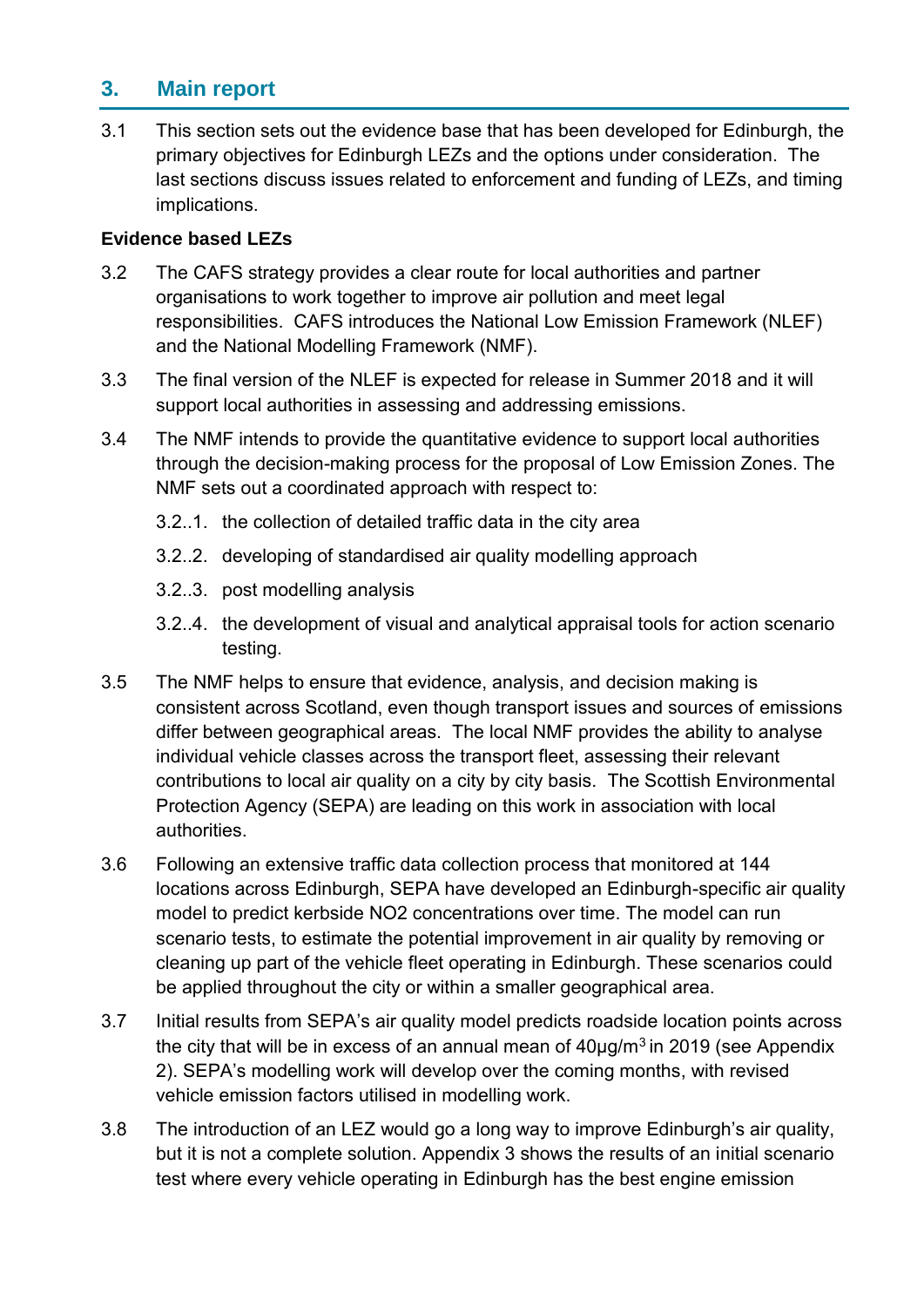## 3. Main report

3.1 This section sets out the evidence base that has been developed for Edinburgh, the primary objectives for Edinburgh LEZs and the options under consideration. The last sections discuss issues related to enforcement and funding of LEZs, and timing implications.

**Evidence based LEZs**

3.2 The CAFS strategy provides a clear route for local authorities and partner organisations to work together to improve air pollution and meet legal responsibilities. CAFS introduces the National Low Emission Framework (NLEF) and the National Modelling Framework (NMF).

3.3 The final version of the NLEF is expected for release in Summer 2018 and it will support local authorities in assessing and addressing emissions.

3.4 The NMF intends to provide the quantitative evidence to support local authorities through the decision-making process for the proposal of Low Emission Zones. The NMF sets out a coordinated approach with respect to:

3.2..1. the collection of detailed traffic data in the city area

3.2..2. developing of standardised air quality modelling approach

3.2..3. post modelling analysis

3.2..4. the development of visual and analytical appraisal tools for action scenario testing.

3.5 The NMF helps to ensure that evidence, analysis, and decision making is consistent across Scotland, even though transport issues and sources of emissions differ between geographical areas. The local NMF provides the ability to analyse individual vehicle classes across the transport fleet, assessing their relevant contributions to local air quality on a city by city basis. The Scottish Environmental Protection Agency (SEPA) are leading on this work in association with local authorities.

3.6 Following an extensive traffic data collection process that monitored at 144 locations across Edinburgh, SEPA have developed an Edinburgh-specific air quality model to predict kerbside NO2 concentrations over time. The model can run scenario tests, to estimate the potential improvement in air quality by removing or cleaning up part of the vehicle fleet operating in Edinburgh. These scenarios could be applied throughout the city or within a smaller geographical area.

3.7 Initial results from SEPA's air quality model predicts roadside location points across the city that will be in excess of an annual mean of 40µg/m$^3$ in 2019 (see Appendix 2). SEPA's modelling work will develop over the coming months, with revised vehicle emission factors utilised in modelling work.

3.8 The introduction of an LEZ would go a long way to improve Edinburgh's air quality, but it is not a complete solution. Appendix 3 shows the results of an initial scenario test where every vehicle operating in Edinburgh has the best engine emission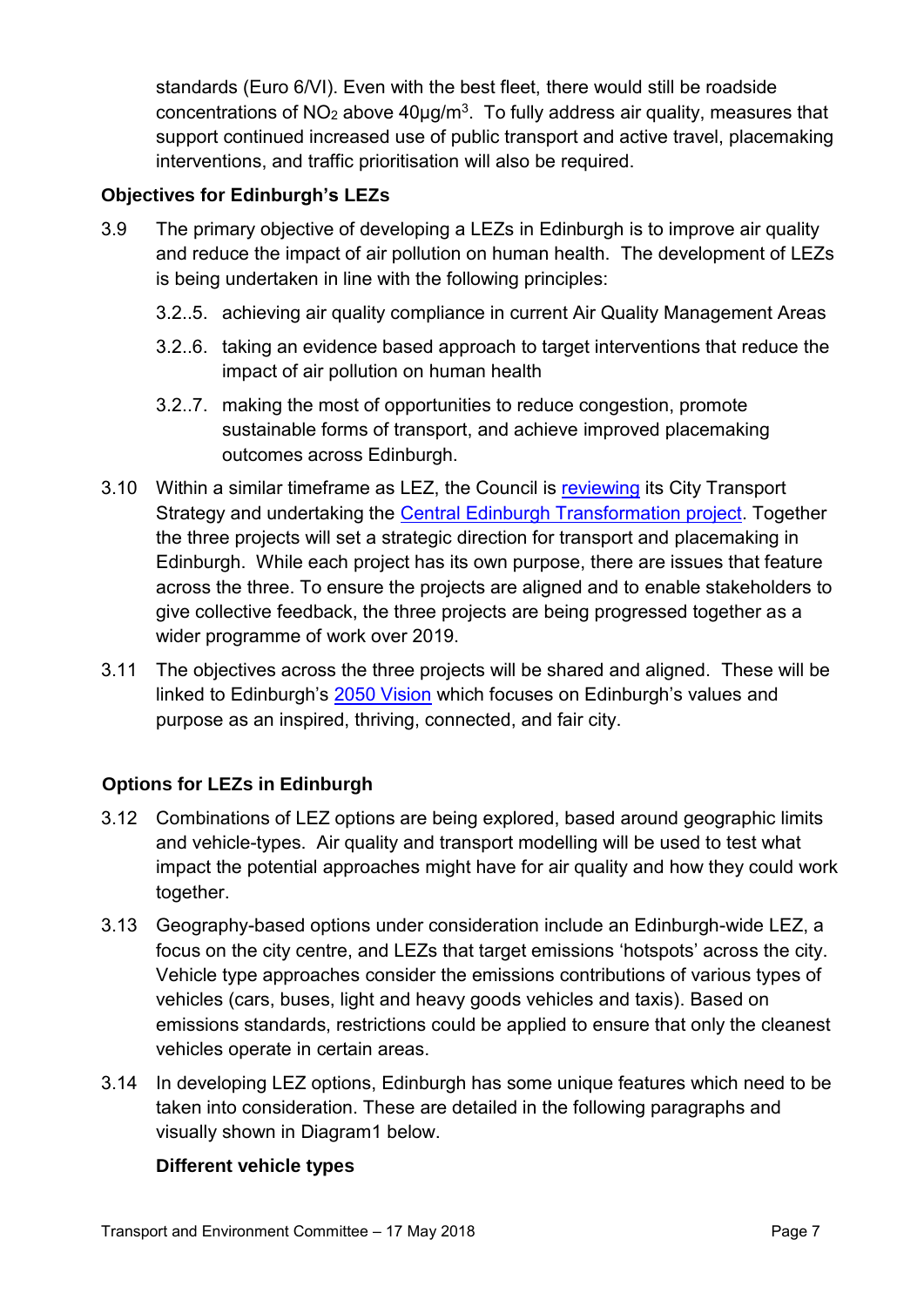standards (Euro 6/VI). Even with the best fleet, there would still be roadside concentrations of $NO_2$ above 40µg/$m^3$. To fully address air quality, measures that support continued increased use of public transport and active travel, placemaking interventions, and traffic prioritisation will also be required.

**Objectives for Edinburgh's LEZs**

3.9 The primary objective of developing a LEZs in Edinburgh is to improve air quality and reduce the impact of air pollution on human health. The development of LEZs is being undertaken in line with the following principles:

3.2..5. achieving air quality compliance in current Air Quality Management Areas

3.2..6. taking an evidence based approach to target interventions that reduce the impact of air pollution on human health

3.2..7. making the most of opportunities to reduce congestion, promote sustainable forms of transport, and achieve improved placemaking outcomes across Edinburgh.

3.10 Within a similar timeframe as LEZ, the Council is reviewing its City Transport Strategy and undertaking the Central Edinburgh Transformation project. Together the three projects will set a strategic direction for transport and placemaking in Edinburgh. While each project has its own purpose, there are issues that feature across the three. To ensure the projects are aligned and to enable stakeholders to give collective feedback, the three projects are being progressed together as a wider programme of work over 2019.

3.11 The objectives across the three projects will be shared and aligned. These will be linked to Edinburgh's 2050 Vision which focuses on Edinburgh's values and purpose as an inspired, thriving, connected, and fair city.

**Options for LEZs in Edinburgh**

3.12 Combinations of LEZ options are being explored, based around geographic limits and vehicle-types. Air quality and transport modelling will be used to test what impact the potential approaches might have for air quality and how they could work together.

3.13 Geography-based options under consideration include an Edinburgh-wide LEZ, a focus on the city centre, and LEZs that target emissions 'hotspots' across the city. Vehicle type approaches consider the emissions contributions of various types of vehicles (cars, buses, light and heavy goods vehicles and taxis). Based on emissions standards, restrictions could be applied to ensure that only the cleanest vehicles operate in certain areas.

3.14 In developing LEZ options, Edinburgh has some unique features which need to be taken into consideration. These are detailed in the following paragraphs and visually shown in Diagram1 below.

**Different vehicle types**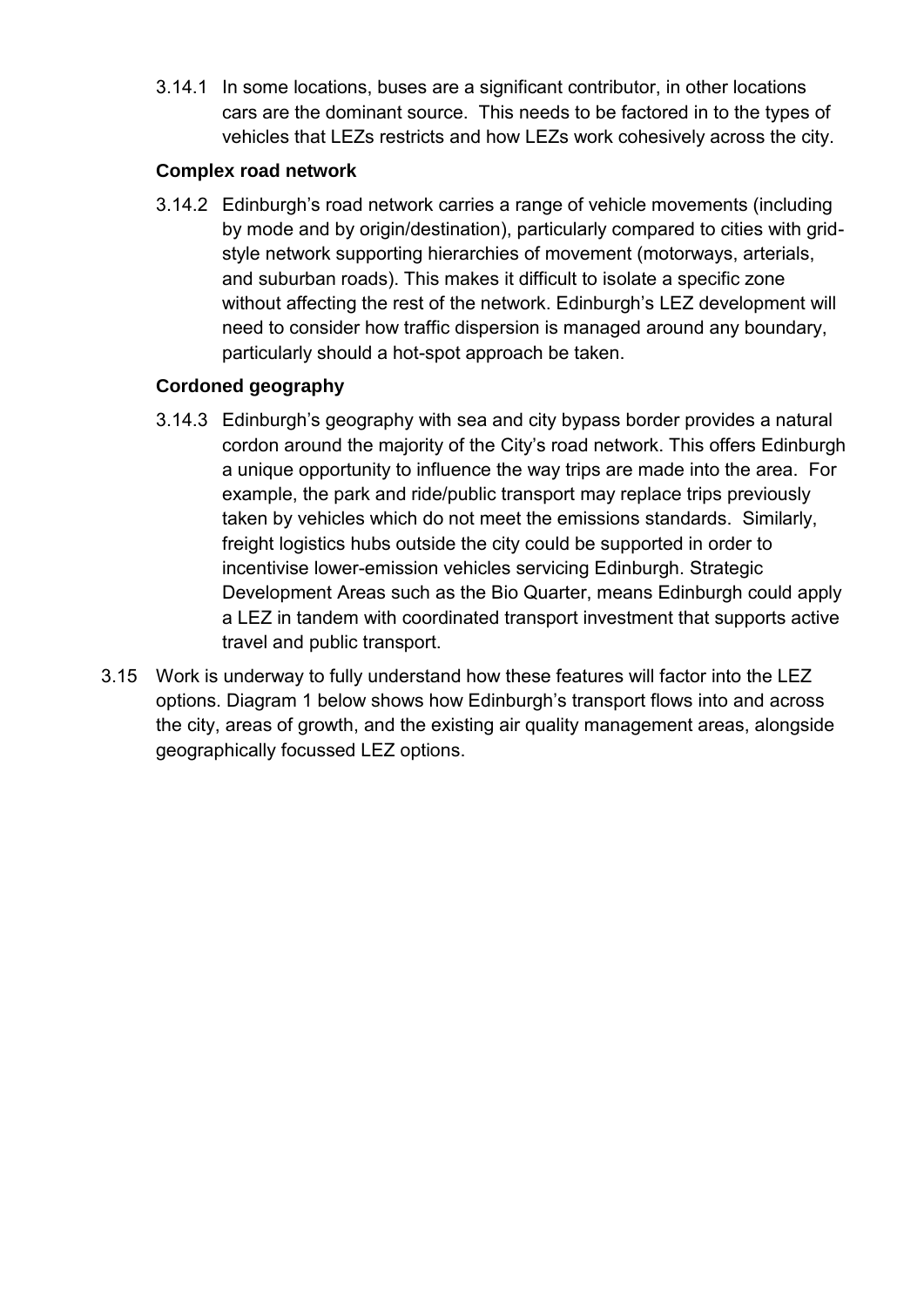3.14.1 In some locations, buses are a significant contributor, in other locations cars are the dominant source. This needs to be factored in to the types of vehicles that LEZs restricts and how LEZs work cohesively across the city.

**Complex road network**

3.14.2 Edinburgh's road network carries a range of vehicle movements (including by mode and by origin/destination), particularly compared to cities with grid-style network supporting hierarchies of movement (motorways, arterials, and suburban roads). This makes it difficult to isolate a specific zone without affecting the rest of the network. Edinburgh's LEZ development will need to consider how traffic dispersion is managed around any boundary, particularly should a hot-spot approach be taken.

**Cordoned geography**

3.14.3 Edinburgh's geography with sea and city bypass border provides a natural cordon around the majority of the City's road network. This offers Edinburgh a unique opportunity to influence the way trips are made into the area. For example, the park and ride/public transport may replace trips previously taken by vehicles which do not meet the emissions standards. Similarly, freight logistics hubs outside the city could be supported in order to incentivise lower-emission vehicles servicing Edinburgh. Strategic Development Areas such as the Bio Quarter, means Edinburgh could apply a LEZ in tandem with coordinated transport investment that supports active travel and public transport.

3.15 Work is underway to fully understand how these features will factor into the LEZ options. Diagram 1 below shows how Edinburgh's transport flows into and across the city, areas of growth, and the existing air quality management areas, alongside geographically focussed LEZ options.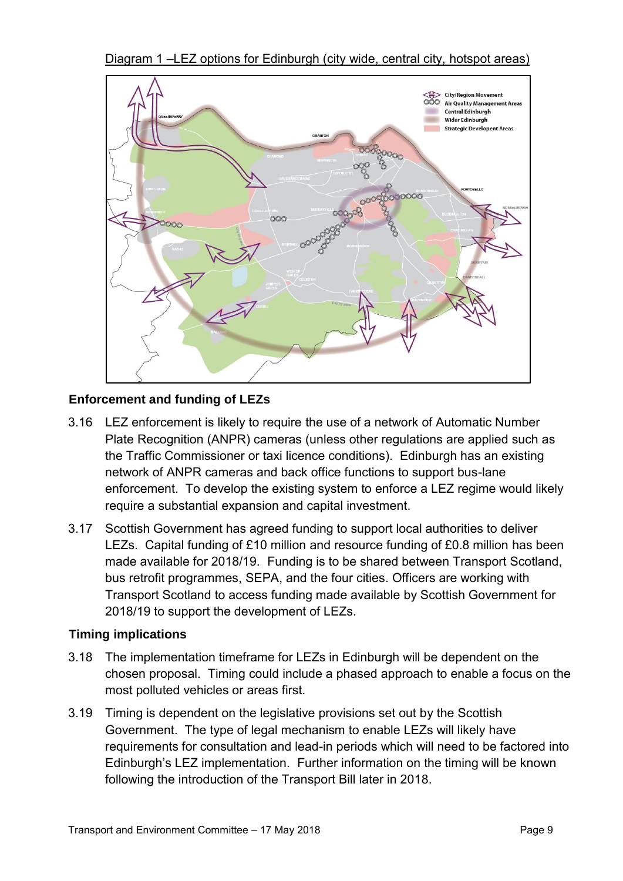Diagram 1 –LEZ options for Edinburgh (city wide, central city, hotspot areas)

## Enforcement and funding of LEZs

3.16 LEZ enforcement is likely to require the use of a network of Automatic Number Plate Recognition (ANPR) cameras (unless other regulations are applied such as the Traffic Commissioner or taxi licence conditions). Edinburgh has an existing network of ANPR cameras and back office functions to support bus-lane enforcement. To develop the existing system to enforce a LEZ regime would likely require a substantial expansion and capital investment.

3.17 Scottish Government has agreed funding to support local authorities to deliver LEZs. Capital funding of £10 million and resource funding of £0.8 million has been made available for 2018/19. Funding is to be shared between Transport Scotland, bus retrofit programmes, SEPA, and the four cities. Officers are working with Transport Scotland to access funding made available by Scottish Government for 2018/19 to support the development of LEZs.

## Timing implications

3.18 The implementation timeframe for LEZs in Edinburgh will be dependent on the chosen proposal. Timing could include a phased approach to enable a focus on the most polluted vehicles or areas first.

3.19 Timing is dependent on the legislative provisions set out by the Scottish Government. The type of legal mechanism to enable LEZs will likely have requirements for consultation and lead-in periods which will need to be factored into Edinburgh's LEZ implementation. Further information on the timing will be known following the introduction of the Transport Bill later in 2018.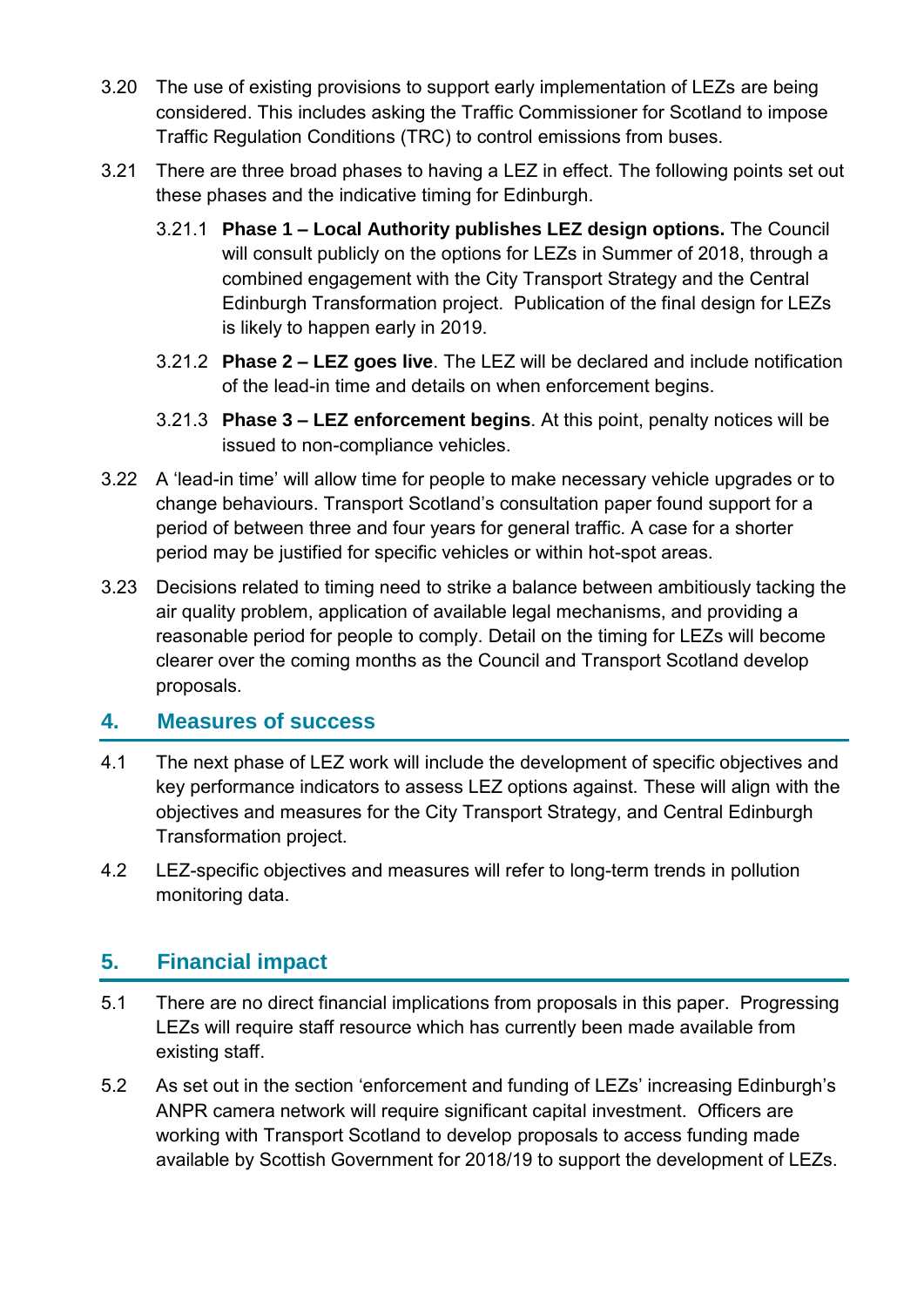3.20 The use of existing provisions to support early implementation of LEZs are being considered. This includes asking the Traffic Commissioner for Scotland to impose Traffic Regulation Conditions (TRC) to control emissions from buses.

3.21 There are three broad phases to having a LEZ in effect. The following points set out these phases and the indicative timing for Edinburgh.

3.21.1 **Phase 1 – Local Authority publishes LEZ design options.** The Council will consult publicly on the options for LEZs in Summer of 2018, through a combined engagement with the City Transport Strategy and the Central Edinburgh Transformation project. Publication of the final design for LEZs is likely to happen early in 2019.

3.21.2 **Phase 2 – LEZ goes live**. The LEZ will be declared and include notification of the lead-in time and details on when enforcement begins.

3.21.3 **Phase 3 – LEZ enforcement begins**. At this point, penalty notices will be issued to non-compliance vehicles.

3.22 A 'lead-in time' will allow time for people to make necessary vehicle upgrades or to change behaviours. Transport Scotland's consultation paper found support for a period of between three and four years for general traffic. A case for a shorter period may be justified for specific vehicles or within hot-spot areas.

3.23 Decisions related to timing need to strike a balance between ambitiously tacking the air quality problem, application of available legal mechanisms, and providing a reasonable period for people to comply. Detail on the timing for LEZs will become clearer over the coming months as the Council and Transport Scotland develop proposals.

## 4. Measures of success

4.1 The next phase of LEZ work will include the development of specific objectives and key performance indicators to assess LEZ options against. These will align with the objectives and measures for the City Transport Strategy, and Central Edinburgh Transformation project.

4.2 LEZ-specific objectives and measures will refer to long-term trends in pollution monitoring data.

## 5. Financial impact

5.1 There are no direct financial implications from proposals in this paper. Progressing LEZs will require staff resource which has currently been made available from existing staff.

5.2 As set out in the section 'enforcement and funding of LEZs' increasing Edinburgh's ANPR camera network will require significant capital investment. Officers are working with Transport Scotland to develop proposals to access funding made available by Scottish Government for 2018/19 to support the development of LEZs.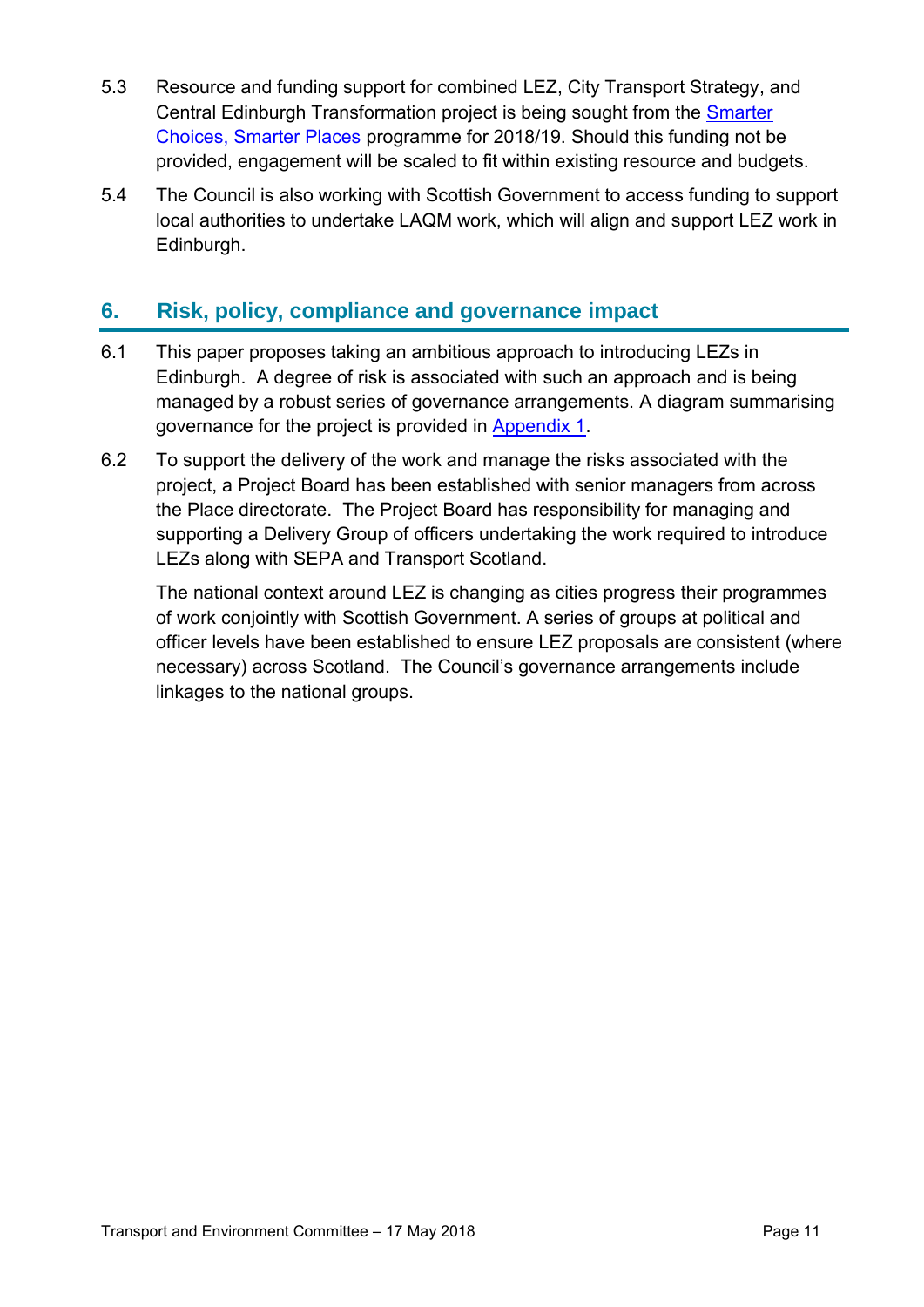5.3 Resource and funding support for combined LEZ, City Transport Strategy, and Central Edinburgh Transformation project is being sought from the Smarter Choices, Smarter Places programme for 2018/19. Should this funding not be provided, engagement will be scaled to fit within existing resource and budgets.

5.4 The Council is also working with Scottish Government to access funding to support local authorities to undertake LAQM work, which will align and support LEZ work in Edinburgh.

## 6. Risk, policy, compliance and governance impact

6.1 This paper proposes taking an ambitious approach to introducing LEZs in Edinburgh. A degree of risk is associated with such an approach and is being managed by a robust series of governance arrangements. A diagram summarising governance for the project is provided in Appendix 1.

6.2 To support the delivery of the work and manage the risks associated with the project, a Project Board has been established with senior managers from across the Place directorate. The Project Board has responsibility for managing and supporting a Delivery Group of officers undertaking the work required to introduce LEZs along with SEPA and Transport Scotland.

The national context around LEZ is changing as cities progress their programmes of work conjointly with Scottish Government. A series of groups at political and officer levels have been established to ensure LEZ proposals are consistent (where necessary) across Scotland. The Council's governance arrangements include linkages to the national groups.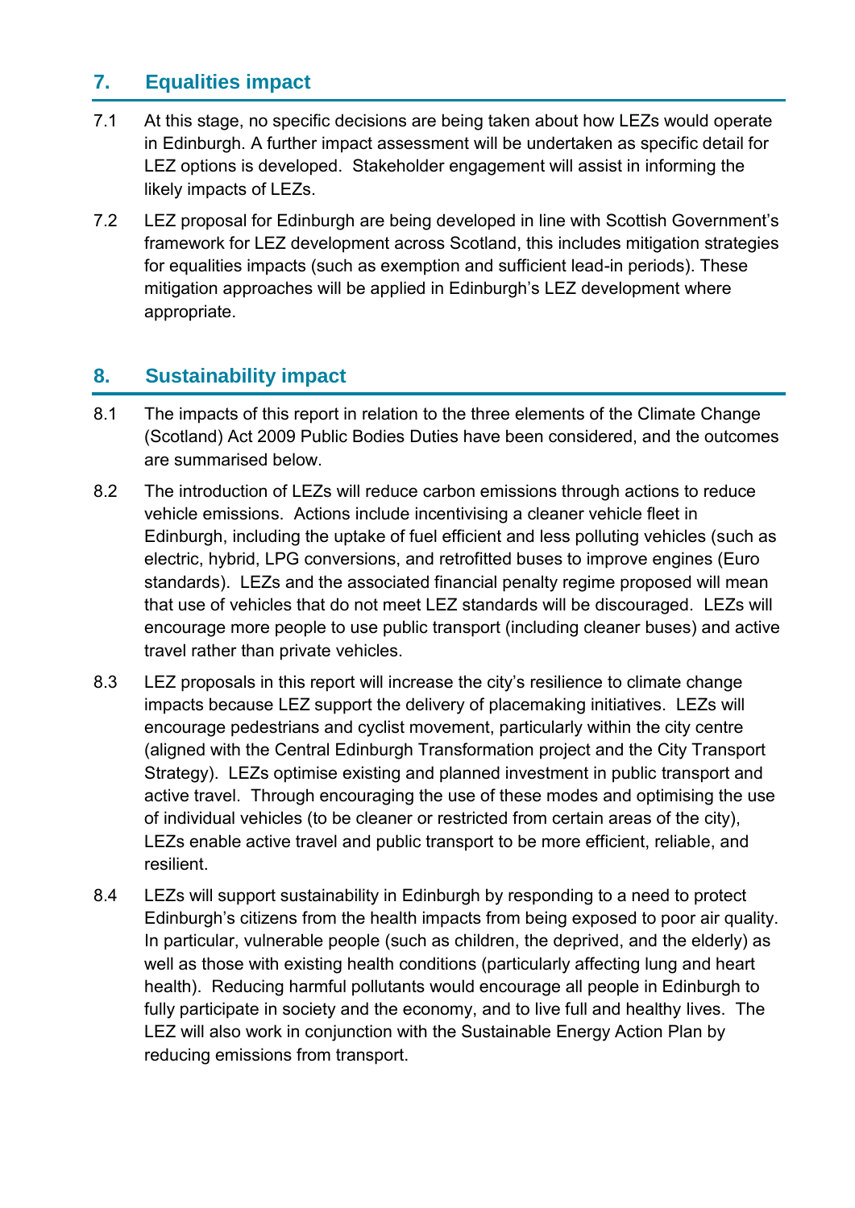## 7. Equalities impact

7.1 At this stage, no specific decisions are being taken about how LEZs would operate in Edinburgh. A further impact assessment will be undertaken as specific detail for LEZ options is developed. Stakeholder engagement will assist in informing the likely impacts of LEZs.

7.2 LEZ proposal for Edinburgh are being developed in line with Scottish Government's framework for LEZ development across Scotland, this includes mitigation strategies for equalities impacts (such as exemption and sufficient lead-in periods). These mitigation approaches will be applied in Edinburgh's LEZ development where appropriate.

## 8. Sustainability impact

8.1 The impacts of this report in relation to the three elements of the Climate Change (Scotland) Act 2009 Public Bodies Duties have been considered, and the outcomes are summarised below.

8.2 The introduction of LEZs will reduce carbon emissions through actions to reduce vehicle emissions. Actions include incentivising a cleaner vehicle fleet in Edinburgh, including the uptake of fuel efficient and less polluting vehicles (such as electric, hybrid, LPG conversions, and retrofitted buses to improve engines (Euro standards). LEZs and the associated financial penalty regime proposed will mean that use of vehicles that do not meet LEZ standards will be discouraged. LEZs will encourage more people to use public transport (including cleaner buses) and active travel rather than private vehicles.

8.3 LEZ proposals in this report will increase the city's resilience to climate change impacts because LEZ support the delivery of placemaking initiatives. LEZs will encourage pedestrians and cyclist movement, particularly within the city centre (aligned with the Central Edinburgh Transformation project and the City Transport Strategy). LEZs optimise existing and planned investment in public transport and active travel. Through encouraging the use of these modes and optimising the use of individual vehicles (to be cleaner or restricted from certain areas of the city), LEZs enable active travel and public transport to be more efficient, reliable, and resilient.

8.4 LEZs will support sustainability in Edinburgh by responding to a need to protect Edinburgh's citizens from the health impacts from being exposed to poor air quality. In particular, vulnerable people (such as children, the deprived, and the elderly) as well as those with existing health conditions (particularly affecting lung and heart health). Reducing harmful pollutants would encourage all people in Edinburgh to fully participate in society and the economy, and to live full and healthy lives. The LEZ will also work in conjunction with the Sustainable Energy Action Plan by reducing emissions from transport.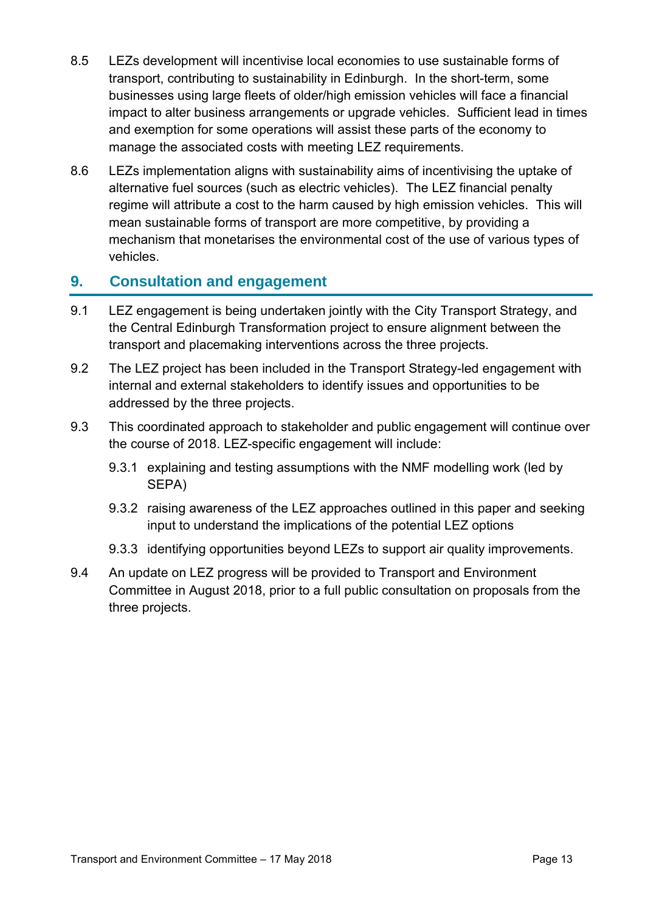8.5 LEZs development will incentivise local economies to use sustainable forms of transport, contributing to sustainability in Edinburgh. In the short-term, some businesses using large fleets of older/high emission vehicles will face a financial impact to alter business arrangements or upgrade vehicles. Sufficient lead in times and exemption for some operations will assist these parts of the economy to manage the associated costs with meeting LEZ requirements.

8.6 LEZs implementation aligns with sustainability aims of incentivising the uptake of alternative fuel sources (such as electric vehicles). The LEZ financial penalty regime will attribute a cost to the harm caused by high emission vehicles. This will mean sustainable forms of transport are more competitive, by providing a mechanism that monetarises the environmental cost of the use of various types of vehicles.

## 9. Consultation and engagement

9.1 LEZ engagement is being undertaken jointly with the City Transport Strategy, and the Central Edinburgh Transformation project to ensure alignment between the transport and placemaking interventions across the three projects.

9.2 The LEZ project has been included in the Transport Strategy-led engagement with internal and external stakeholders to identify issues and opportunities to be addressed by the three projects.

9.3 This coordinated approach to stakeholder and public engagement will continue over the course of 2018. LEZ-specific engagement will include:

9.3.1 explaining and testing assumptions with the NMF modelling work (led by SEPA)

9.3.2 raising awareness of the LEZ approaches outlined in this paper and seeking input to understand the implications of the potential LEZ options

9.3.3 identifying opportunities beyond LEZs to support air quality improvements.

9.4 An update on LEZ progress will be provided to Transport and Environment Committee in August 2018, prior to a full public consultation on proposals from the three projects.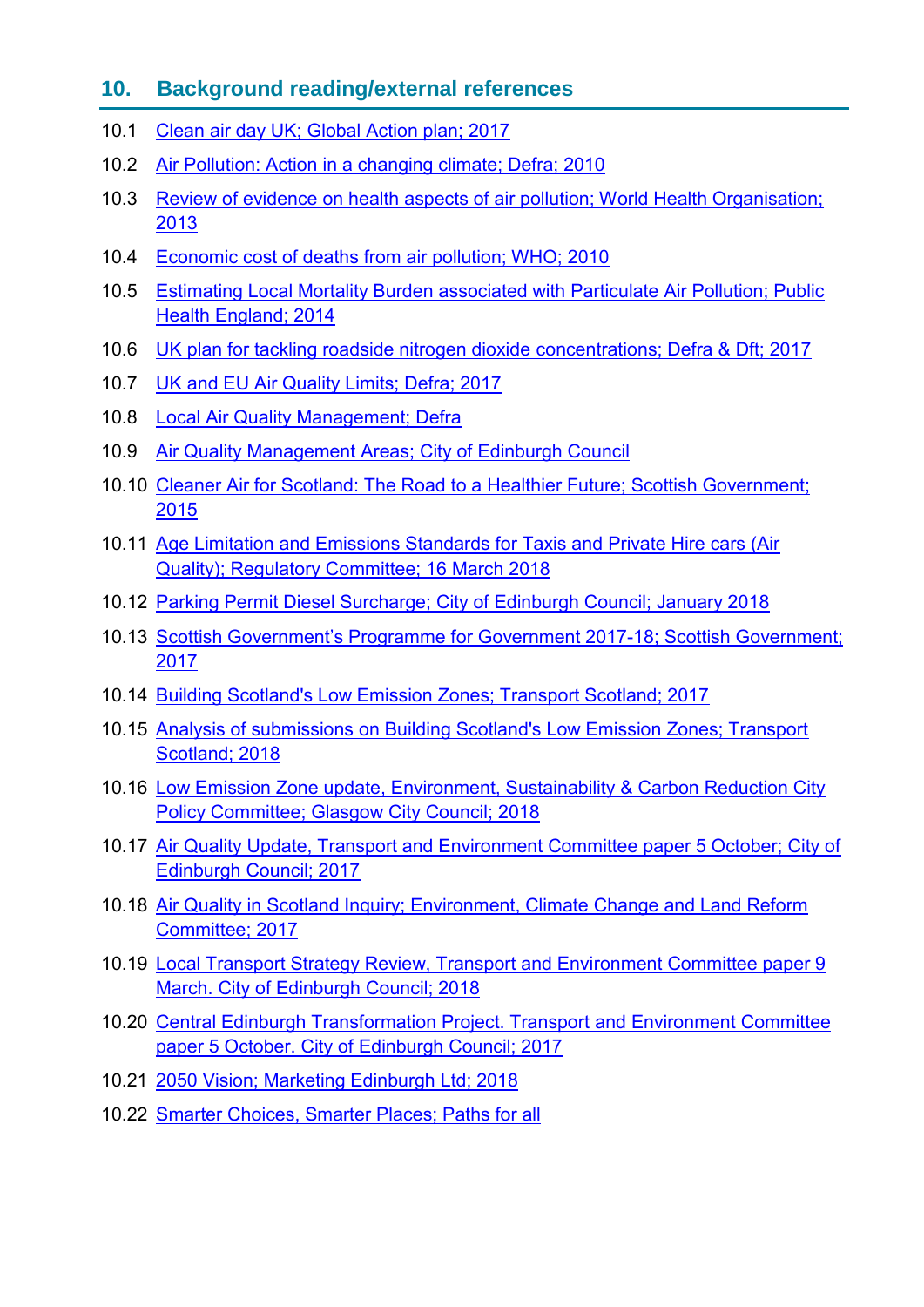## 10. Background reading/external references

10.1 Clean air day UK; Global Action plan; 2017

10.2 Air Pollution: Action in a changing climate; Defra; 2010

10.3 Review of evidence on health aspects of air pollution; World Health Organisation; 2013

10.4 Economic cost of deaths from air pollution; WHO; 2010

10.5 Estimating Local Mortality Burden associated with Particulate Air Pollution; Public Health England; 2014

10.6 UK plan for tackling roadside nitrogen dioxide concentrations; Defra & Dft; 2017

10.7 UK and EU Air Quality Limits; Defra; 2017

10.8 Local Air Quality Management; Defra

10.9 Air Quality Management Areas; City of Edinburgh Council

10.10 Cleaner Air for Scotland: The Road to a Healthier Future; Scottish Government; 2015

10.11 Age Limitation and Emissions Standards for Taxis and Private Hire cars (Air Quality); Regulatory Committee; 16 March 2018

10.12 Parking Permit Diesel Surcharge; City of Edinburgh Council; January 2018

10.13 Scottish Government's Programme for Government 2017-18; Scottish Government; 2017

10.14 Building Scotland's Low Emission Zones; Transport Scotland; 2017

10.15 Analysis of submissions on Building Scotland's Low Emission Zones; Transport Scotland; 2018

10.16 Low Emission Zone update, Environment, Sustainability & Carbon Reduction City Policy Committee; Glasgow City Council; 2018

10.17 Air Quality Update, Transport and Environment Committee paper 5 October; City of Edinburgh Council; 2017

10.18 Air Quality in Scotland Inquiry; Environment, Climate Change and Land Reform Committee; 2017

10.19 Local Transport Strategy Review, Transport and Environment Committee paper 9 March. City of Edinburgh Council; 2018

10.20 Central Edinburgh Transformation Project. Transport and Environment Committee paper 5 October. City of Edinburgh Council; 2017

10.21 2050 Vision; Marketing Edinburgh Ltd; 2018

10.22 Smarter Choices, Smarter Places; Paths for all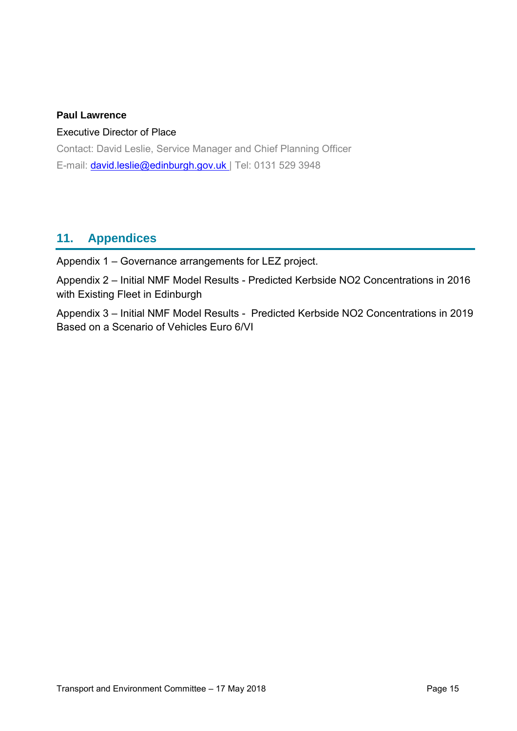**Paul Lawrence**

Executive Director of Place

Contact: David Leslie, Service Manager and Chief Planning Officer

E-mail: david.leslie@edinburgh.gov.uk | Tel: 0131 529 3948

## 11. Appendices

Appendix 1 – Governance arrangements for LEZ project.

Appendix 2 – Initial NMF Model Results - Predicted Kerbside NO2 Concentrations in 2016 with Existing Fleet in Edinburgh

Appendix 3 – Initial NMF Model Results - Predicted Kerbside NO2 Concentrations in 2019 Based on a Scenario of Vehicles Euro 6/VI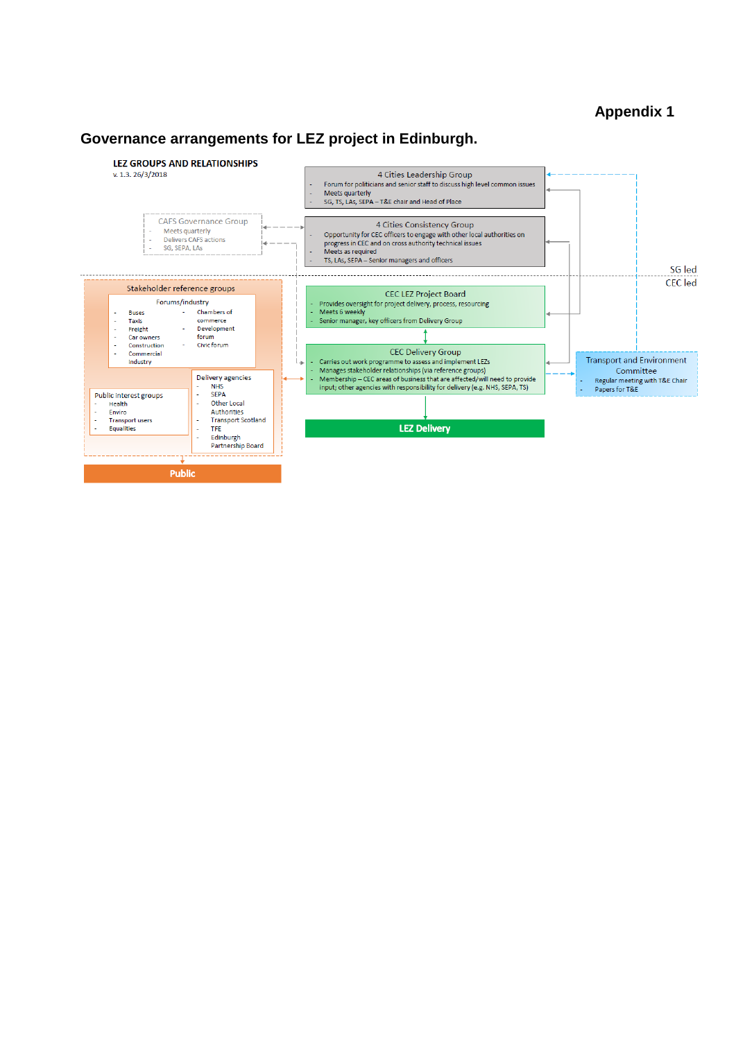**Appendix 1**

## Governance arrangements for LEZ project in Edinburgh.

**LEZ GROUPS AND RELATIONSHIPS**

v. 1.3. 26/3/2018

**4 Cities Leadership Group**
- Forum for politicians and senior staff to discuss high level common issues
- Meets quarterly
- SG, TS, LAs, SEPA – T&E chair and Head of Place

**CAFS Governance Group**
- Meets quarterly
- Delivers CAFS actions
- SG, SEPA, LAs

**4 Cities Consistency Group**
- Opportunity for CEC officers to engage with other local authorities on progress in CEC and on cross authority technical issues
- Meets as required
- TS, LAs, SEPA – Senior managers and officers

SG led

CEC led

**Stakeholder reference groups**

Forums/industry
- Buses
- Taxis
- Freight
- Car owners
- Construction
- Commercial industry
- Chambers of commerce
- Development forum
- Civic forum

Public interest groups
- Health
- Enviro
- Transport users
- Equalities

Delivery agencies
- NHS
- SEPA
- Other Local Authorities
- Transport Scotland
- TFE
- Edinburgh Partnership Board

**Public**

**CEC LEZ Project Board**
- Provides oversight for project delivery, process, resourcing
- Meets 6 weekly
- Senior manager, key officers from Delivery Group

**CEC Delivery Group**
- Carries out work programme to assess and implement LEZs
- Manages stakeholder relationships (via reference groups)
- Membership – CEC areas of business that are affected/will need to provide input; other agencies with responsibility for delivery (e.g. NHS, SEPA, TS)

**Transport and Environment Committee**
- Regular meeting with T&E Chair
- Papers for T&E

**LEZ Delivery**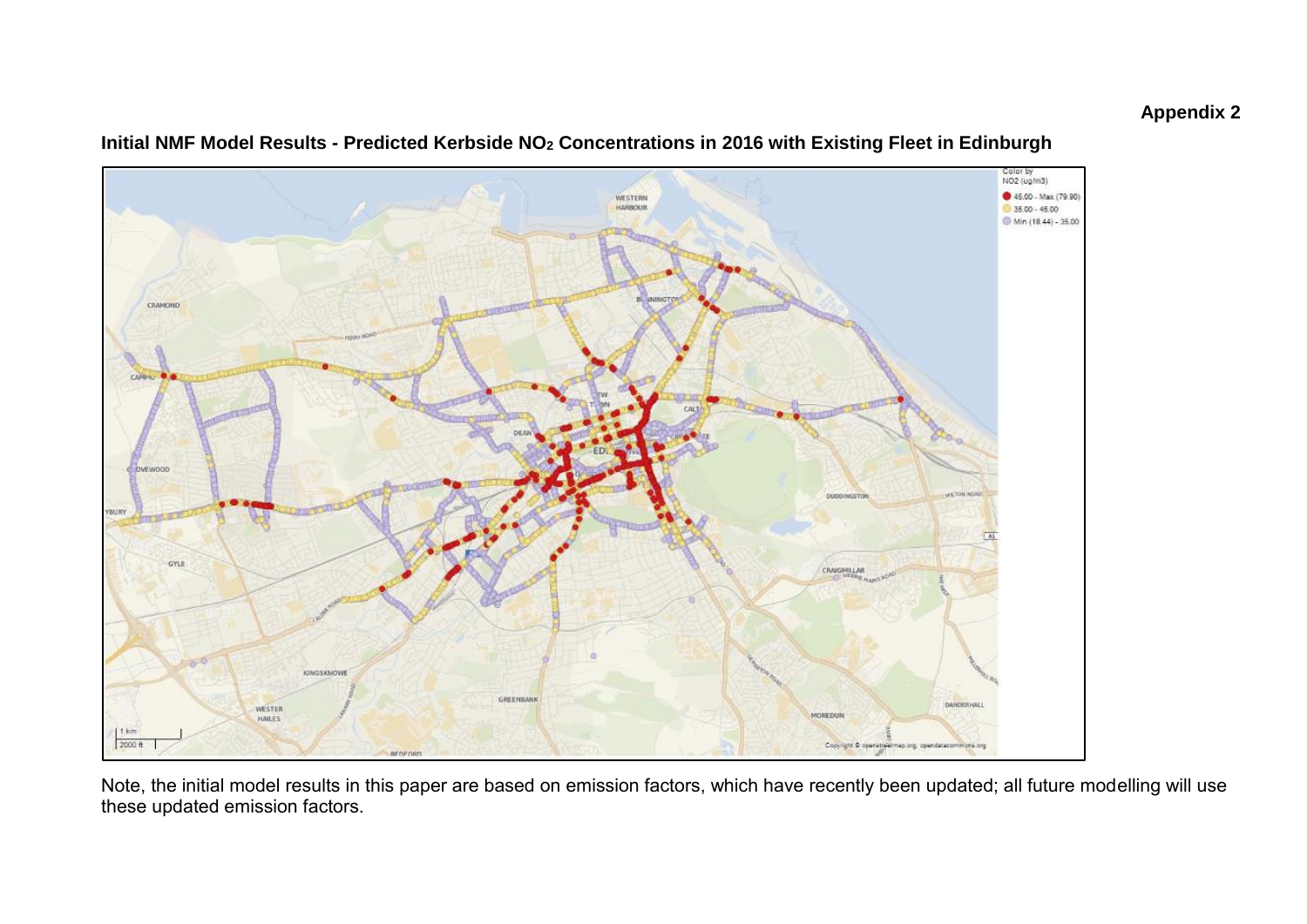**Appendix 2**

**Initial NMF Model Results - Predicted Kerbside $NO_2$ Concentrations in 2016 with Existing Fleet in Edinburgh**

Note, the initial model results in this paper are based on emission factors, which have recently been updated; all future modelling will use these updated emission factors.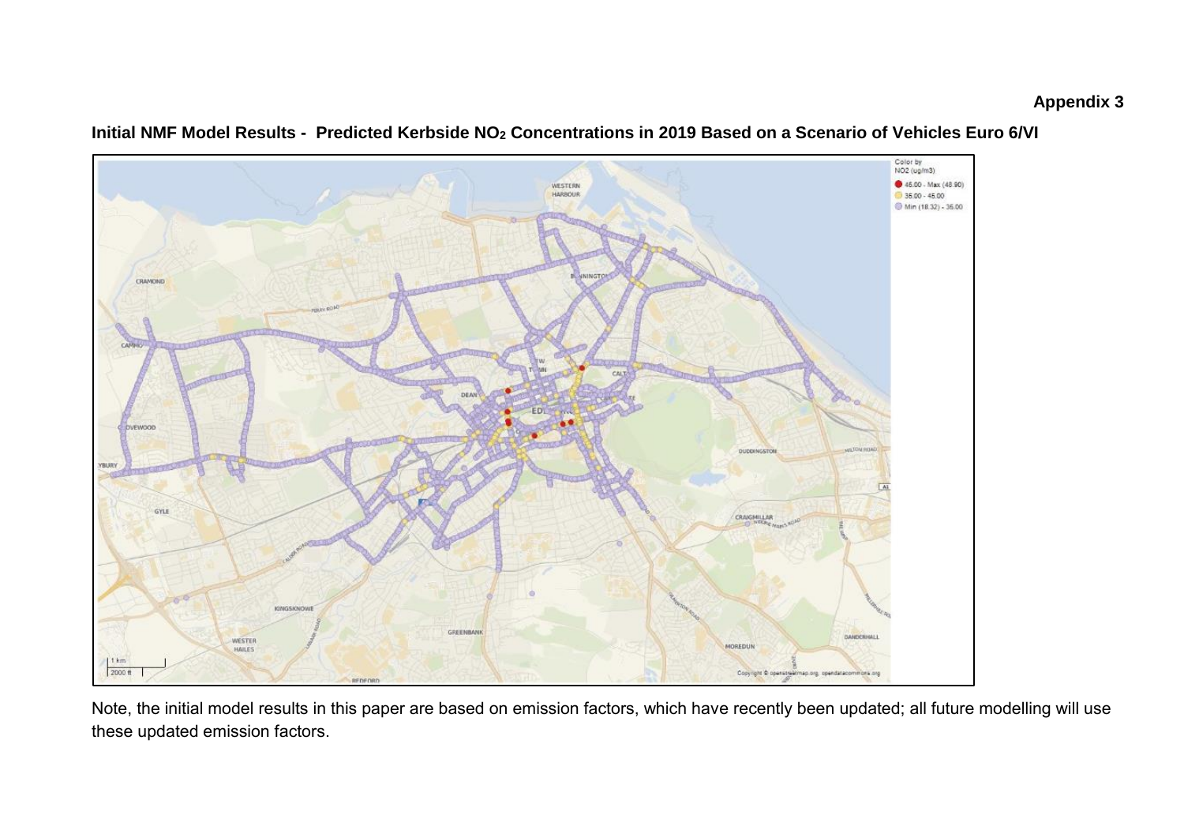**Appendix 3**

**Initial NMF Model Results - Predicted Kerbside $NO_2$ Concentrations in 2019 Based on a Scenario of Vehicles Euro 6/VI**

Color by
NO2 (ug/m3)
45.00 - Max (48.90)
35.00 - 45.00
Min (18.32) - 35.00

Note, the initial model results in this paper are based on emission factors, which have recently been updated; all future modelling will use these updated emission factors.